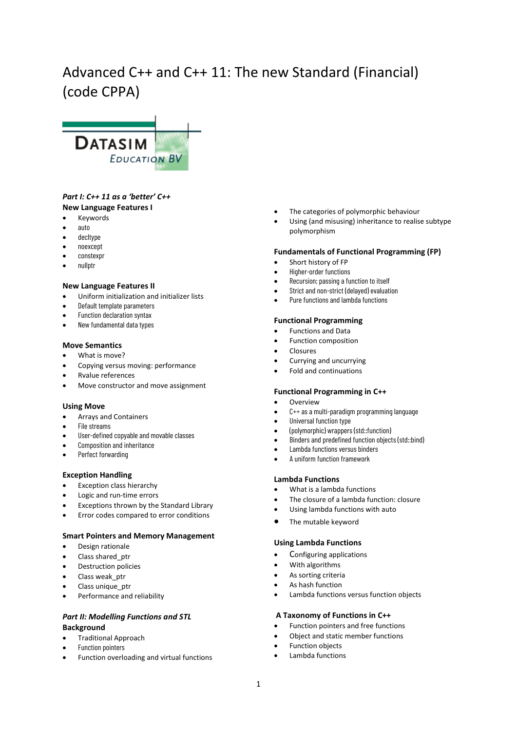# Advanced C++ and C++ 11: The new Standard (Financial) (code CPPA)

DATASIM EDUCATION BV

### *Part I: C++ 11 as a 'better' C++*

**New Language Features I**

- Keywords
- auto
- decltype
- noexcept
- constexpr
- nullptr

**New Language Features II**

- Uniform initialization and initializer lists
- Default template parameters
- Function declaration syntax
- New fundamental data types

**Move Semantics**

- What is move?
- Copying versus moving: performance
- Rvalue references
- Move constructor and move assignment

**Using Move**

- Arrays and Containers
- File streams
- User-defined copyable and movable classes
- Composition and inheritance
- Perfect forwarding

**Exception Handling**

- Exception class hierarchy
- Logic and run-time errors
- Exceptions thrown by the Standard Library
- Error codes compared to error conditions

**Smart Pointers and Memory Management**

- Design rationale
- Class shared_ptr
- Destruction policies
- Class weak_ptr
- Class unique_ptr
- Performance and reliability

### *Part II: Modelling Functions and STL*

**Background**

- Traditional Approach
- Function pointers
- Function overloading and virtual functions
- The categories of polymorphic behaviour
- Using (and misusing) inheritance to realise subtype polymorphism

**Fundamentals of Functional Programming (FP)**

- Short history of FP
- Higher-order functions
- Recursion; passing a function to itself
- Strict and non-strict (delayed) evaluation
- Pure functions and lambda functions

**Functional Programming**

- Functions and Data
- Function composition
- Closures
- Currying and uncurrying
- Fold and continuations

**Functional Programming in C++**

- Overview
- C++ as a multi-paradigm programming language
- Universal function type
- (polymorphic) wrappers (std::function)
- Binders and predefined function objects (std::bind)
- Lambda functions versus binders
- A uniform function framework

**Lambda Functions**

- What is a lambda functions
- The closure of a lambda function: closure
- Using lambda functions with auto
- The mutable keyword

**Using Lambda Functions**

- Configuring applications
- With algorithms
- As sorting criteria
- As hash function
- Lambda functions versus function objects

**A Taxonomy of Functions in C++**

- Function pointers and free functions
- Object and static member functions
- Function objects
- Lambda functions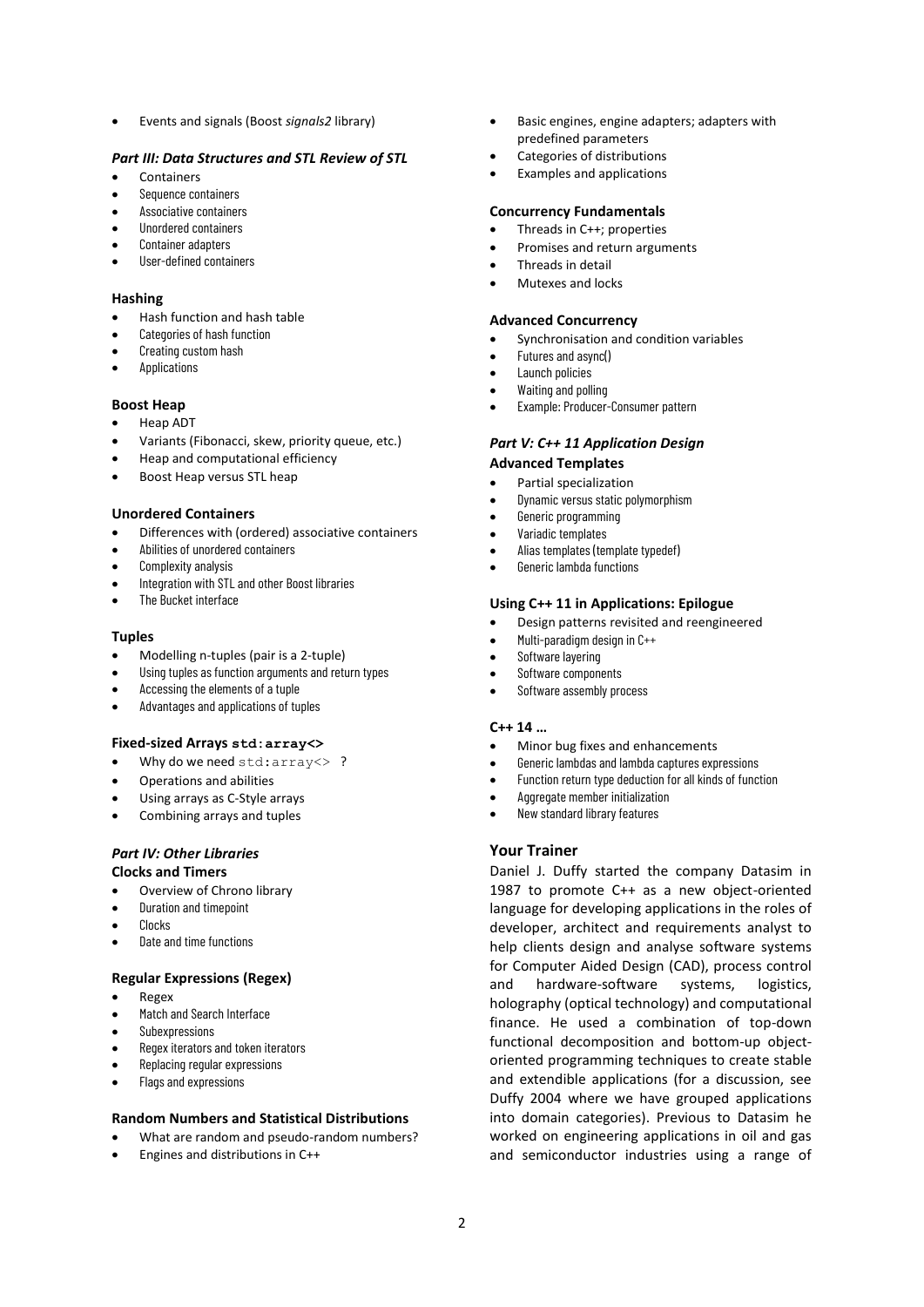- Events and signals (Boost *signals2* library)

### *Part III: Data Structures and STL Review of STL*

- Containers
- Sequence containers
- Associative containers
- Unordered containers
- Container adapters
- User-defined containers

#### Hashing

- Hash function and hash table
- Categories of hash function
- Creating custom hash
- Applications

#### Boost Heap

- Heap ADT
- Variants (Fibonacci, skew, priority queue, etc.)
- Heap and computational efficiency
- Boost Heap versus STL heap

#### Unordered Containers

- Differences with (ordered) associative containers
- Abilities of unordered containers
- Complexity analysis
- Integration with STL and other Boost libraries
- The Bucket interface

#### Tuples

- Modelling n-tuples (pair is a 2-tuple)
- Using tuples as function arguments and return types
- Accessing the elements of a tuple
- Advantages and applications of tuples

#### Fixed-sized Arrays `std:array<>`

- Why do we need `std:array<>` ?
- Operations and abilities
- Using arrays as C-Style arrays
- Combining arrays and tuples

### *Part IV: Other Libraries*

#### Clocks and Timers

- Overview of Chrono library
- Duration and timepoint
- Clocks
- Date and time functions

#### Regular Expressions (Regex)

- Regex
- Match and Search Interface
- Subexpressions
- Regex iterators and token iterators
- Replacing regular expressions
- Flags and expressions

#### Random Numbers and Statistical Distributions

- What are random and pseudo-random numbers?
- Engines and distributions in C++
- Basic engines, engine adapters; adapters with predefined parameters
- Categories of distributions
- Examples and applications

#### Concurrency Fundamentals

- Threads in C++; properties
- Promises and return arguments
- Threads in detail
- Mutexes and locks

#### Advanced Concurrency

- Synchronisation and condition variables
- Futures and async()
- Launch policies
- Waiting and polling
- Example: Producer-Consumer pattern

### *Part V: C++ 11 Application Design*

#### Advanced Templates

- Partial specialization
- Dynamic versus static polymorphism
- Generic programming
- Variadic templates
- Alias templates (template typedef)
- Generic lambda functions

#### Using C++ 11 in Applications: Epilogue

- Design patterns revisited and reengineered
- Multi-paradigm design in C++
- Software layering
- Software components
- Software assembly process

#### C++ 14 …

- Minor bug fixes and enhancements
- Generic lambdas and lambda captures expressions
- Function return type deduction for all kinds of function
- Aggregate member initialization
- New standard library features

### Your Trainer

Daniel J. Duffy started the company Datasim in 1987 to promote C++ as a new object-oriented language for developing applications in the roles of developer, architect and requirements analyst to help clients design and analyse software systems for Computer Aided Design (CAD), process control and hardware-software systems, logistics, holography (optical technology) and computational finance. He used a combination of top-down functional decomposition and bottom-up object-oriented programming techniques to create stable and extendible applications (for a discussion, see Duffy 2004 where we have grouped applications into domain categories). Previous to Datasim he worked on engineering applications in oil and gas and semiconductor industries using a range of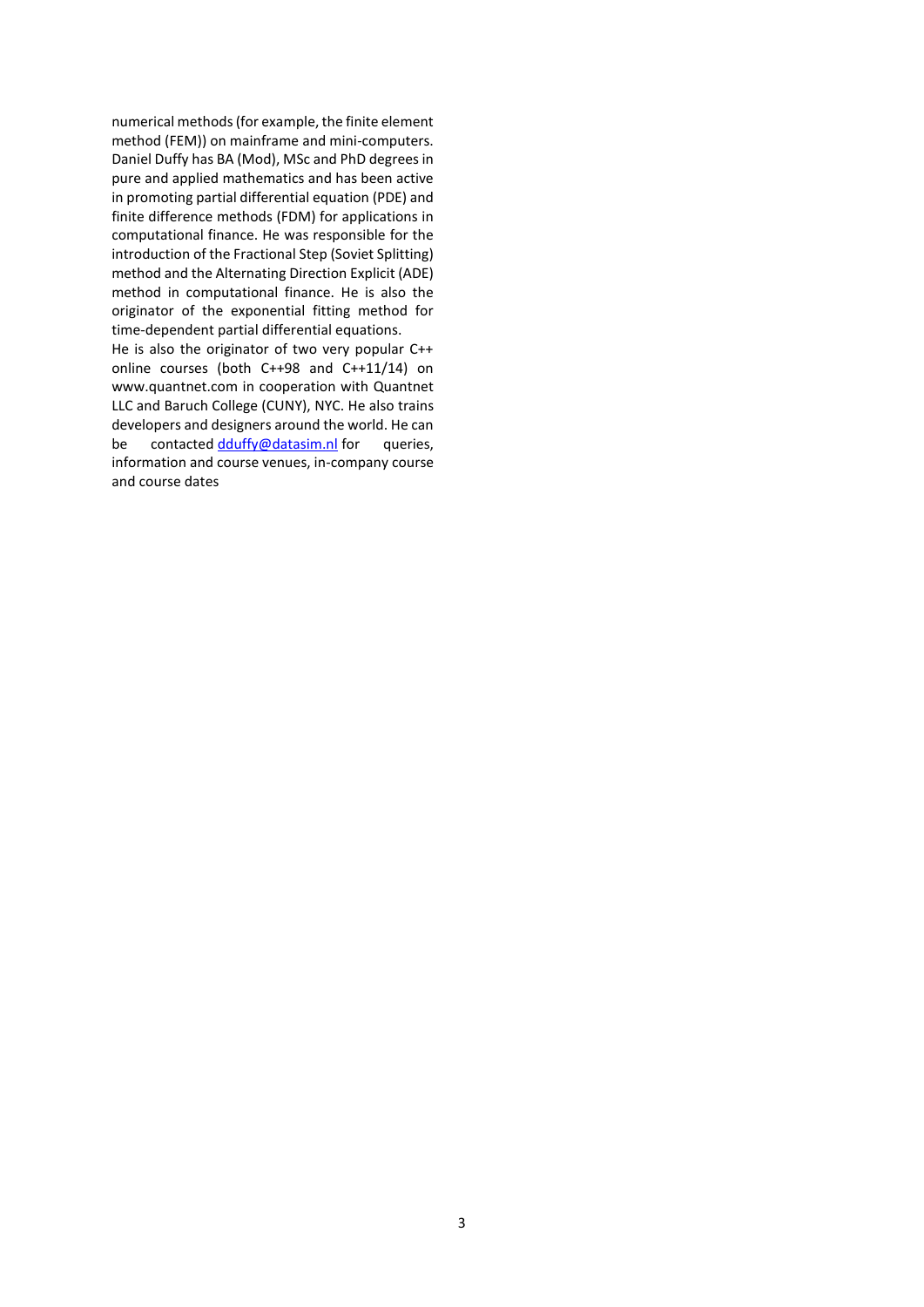numerical methods (for example, the finite element method (FEM)) on mainframe and mini-computers. Daniel Duffy has BA (Mod), MSc and PhD degrees in pure and applied mathematics and has been active in promoting partial differential equation (PDE) and finite difference methods (FDM) for applications in computational finance. He was responsible for the introduction of the Fractional Step (Soviet Splitting) method and the Alternating Direction Explicit (ADE) method in computational finance. He is also the originator of the exponential fitting method for time-dependent partial differential equations.

He is also the originator of two very popular C++ online courses (both C++98 and C++11/14) on www.quantnet.com in cooperation with Quantnet LLC and Baruch College (CUNY), NYC. He also trains developers and designers around the world. He can be contacted [dduffy@datasim.nl](mailto:dduffy@datasim.nl) for queries, information and course venues, in-company course and course dates